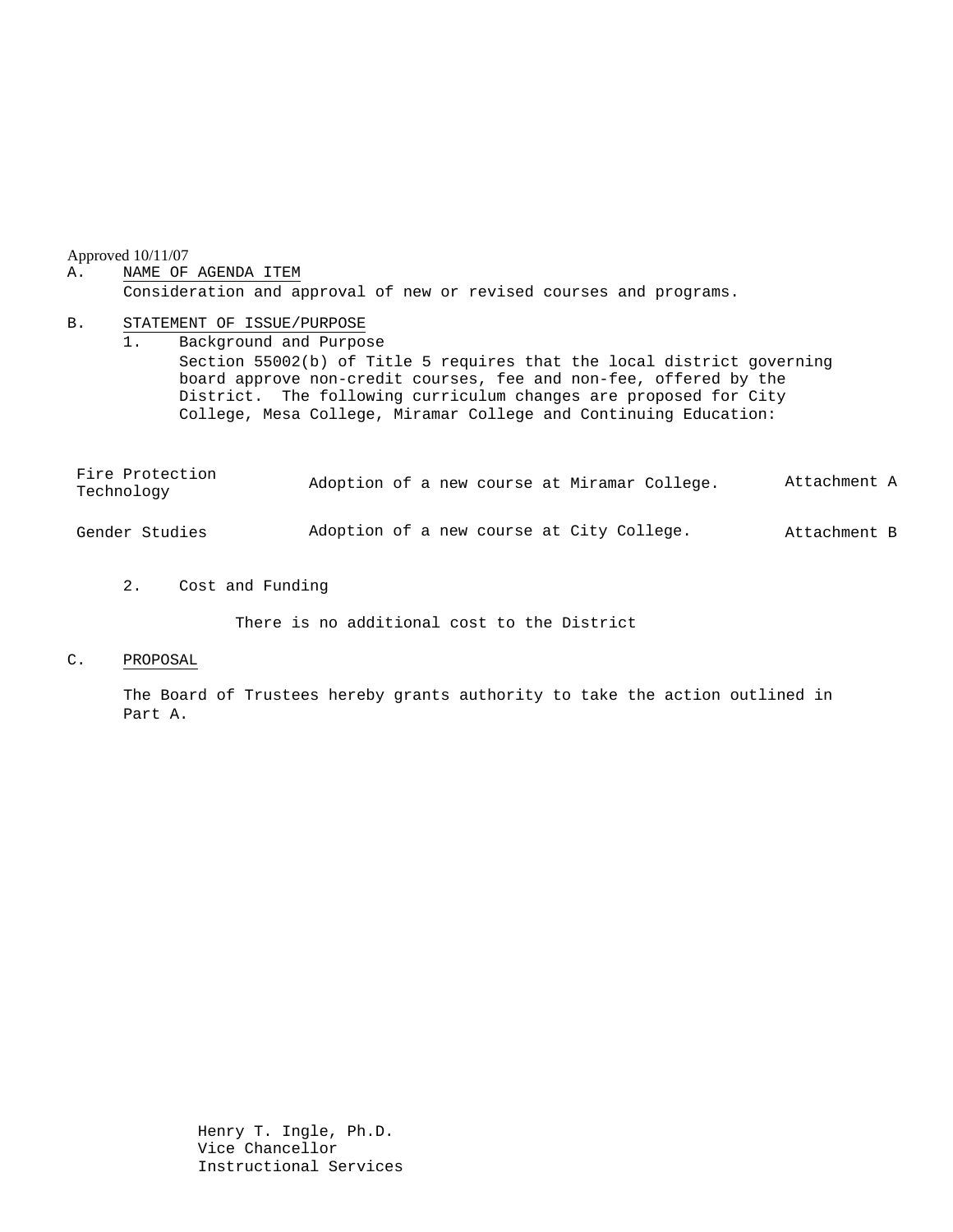Approved 10/11/07

A. NAME OF AGENDA ITEM

Consideration and approval of new or revised courses and programs.

B. STATEMENT OF ISSUE/PURPOSE

1. Background and Purpose

Section 55002(b) of Title 5 requires that the local district governing board approve non-credit courses, fee and non-fee, offered by the District. The following curriculum changes are proposed for City College, Mesa College, Miramar College and Continuing Education:

| | | |
|---|---|---|
| Fire Protection Technology | Adoption of a new course at Miramar College. | Attachment A |
| Gender Studies | Adoption of a new course at City College. | Attachment B |

2. Cost and Funding

There is no additional cost to the District

C. PROPOSAL

The Board of Trustees hereby grants authority to take the action outlined in Part A.

Henry T. Ingle, Ph.D.
Vice Chancellor
Instructional Services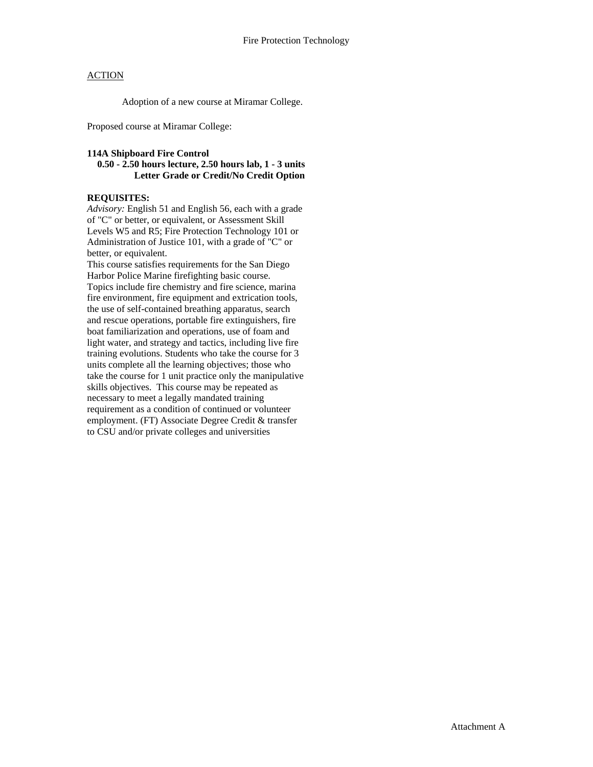## ACTION

Adoption of a new course at Miramar College.

Proposed course at Miramar College:

**114A Shipboard Fire Control**
**0.50 - 2.50 hours lecture, 2.50 hours lab, 1 - 3 units**
**Letter Grade or Credit/No Credit Option**

**REQUISITES:**
*Advisory:* English 51 and English 56, each with a grade of "C" or better, or equivalent, or Assessment Skill Levels W5 and R5; Fire Protection Technology 101 or Administration of Justice 101, with a grade of "C" or better, or equivalent.
This course satisfies requirements for the San Diego Harbor Police Marine firefighting basic course. Topics include fire chemistry and fire science, marina fire environment, fire equipment and extrication tools, the use of self-contained breathing apparatus, search and rescue operations, portable fire extinguishers, fire boat familiarization and operations, use of foam and light water, and strategy and tactics, including live fire training evolutions. Students who take the course for 3 units complete all the learning objectives; those who take the course for 1 unit practice only the manipulative skills objectives. This course may be repeated as necessary to meet a legally mandated training requirement as a condition of continued or volunteer employment. (FT) Associate Degree Credit & transfer to CSU and/or private colleges and universities

Attachment A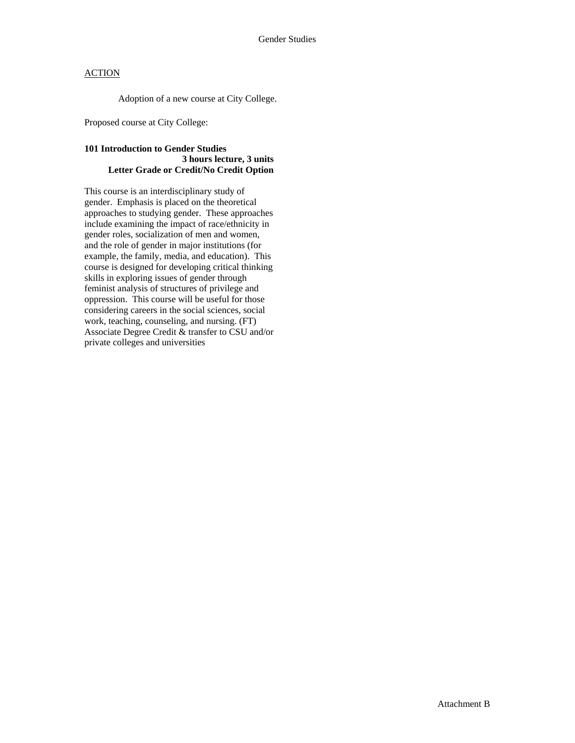Gender Studies

<u>ACTION</u>

Adoption of a new course at City College.

Proposed course at City College:

**101 Introduction to Gender Studies**
**3 hours lecture, 3 units**
**Letter Grade or Credit/No Credit Option**

This course is an interdisciplinary study of gender. Emphasis is placed on the theoretical approaches to studying gender. These approaches include examining the impact of race/ethnicity in gender roles, socialization of men and women, and the role of gender in major institutions (for example, the family, media, and education). This course is designed for developing critical thinking skills in exploring issues of gender through feminist analysis of structures of privilege and oppression. This course will be useful for those considering careers in the social sciences, social work, teaching, counseling, and nursing. (FT) Associate Degree Credit & transfer to CSU and/or private colleges and universities

Attachment B